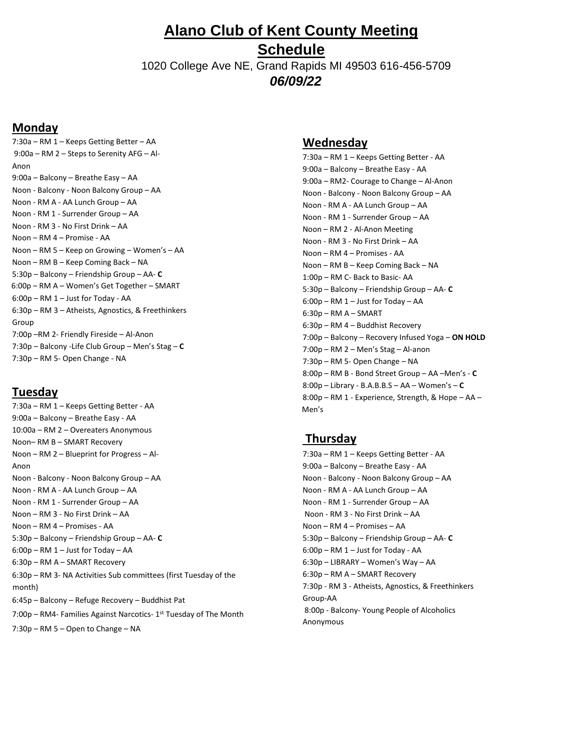# Alano Club of Kent County Meeting Schedule

1020 College Ave NE, Grand Rapids MI 49503 616-456-5709

***06/09/22***

## Monday

7:30a – RM 1 – Keeps Getting Better – AA
9:00a – RM 2 – Steps to Serenity AFG – Al-Anon
9:00a – Balcony – Breathe Easy – AA
Noon - Balcony - Noon Balcony Group – AA
Noon - RM A - AA Lunch Group – AA
Noon - RM 1 - Surrender Group – AA
Noon - RM 3 - No First Drink – AA
Noon – RM 4 – Promise - AA
Noon – RM 5 – Keep on Growing – Women's – AA
Noon – RM B – Keep Coming Back – NA
5:30p – Balcony – Friendship Group – AA- **C**
6:00p – RM A – Women's Get Together – SMART
6:00p – RM 1 – Just for Today - AA
6:30p – RM 3 – Atheists, Agnostics, & Freethinkers Group
7:00p –RM 2- Friendly Fireside – Al-Anon
7:30p – Balcony -Life Club Group – Men's Stag – **C**
7:30p – RM 5- Open Change - NA

## Tuesday

7:30a – RM 1 – Keeps Getting Better - AA
9:00a – Balcony – Breathe Easy - AA
10:00a – RM 2 – Overeaters Anonymous
Noon– RM B – SMART Recovery
Noon – RM 2 – Blueprint for Progress – Al-Anon
Noon - Balcony - Noon Balcony Group – AA
Noon - RM A - AA Lunch Group – AA
Noon - RM 1 - Surrender Group – AA
Noon – RM 3 - No First Drink – AA
Noon – RM 4 – Promises - AA
5:30p – Balcony – Friendship Group – AA- **C**
6:00p – RM 1 – Just for Today – AA
6:30p – RM A – SMART Recovery
6:30p – RM 3- NA Activities Sub committees (first Tuesday of the month)
6:45p – Balcony – Refuge Recovery – Buddhist Pat
7:00p – RM4- Families Against Narcotics- 1st Tuesday of The Month
7:30p – RM 5 – Open to Change – NA

## Wednesday

7:30a – RM 1 – Keeps Getting Better - AA
9:00a – Balcony – Breathe Easy - AA
9:00a – RM2- Courage to Change – Al-Anon
Noon - Balcony - Noon Balcony Group – AA
Noon - RM A - AA Lunch Group – AA
Noon - RM 1 - Surrender Group – AA
Noon – RM 2 - Al-Anon Meeting
Noon - RM 3 - No First Drink – AA
Noon – RM 4 – Promises - AA
Noon – RM B – Keep Coming Back – NA
1:00p – RM C- Back to Basic- AA
5:30p – Balcony – Friendship Group – AA- **C**
6:00p – RM 1 – Just for Today – AA
6:30p – RM A – SMART
6:30p – RM 4 – Buddhist Recovery
7:00p – Balcony – Recovery Infused Yoga – **ON HOLD**
7:00p – RM 2 – Men's Stag – Al-anon
7:30p – RM 5- Open Change – NA
8:00p – RM B - Bond Street Group – AA –Men's - **C**
8:00p – Library - B.A.B.B.S – AA – Women's – **C**
8:00p – RM 1 - Experience, Strength, & Hope – AA – Men's

## Thursday

7:30a – RM 1 – Keeps Getting Better - AA
9:00a – Balcony – Breathe Easy - AA
Noon - Balcony - Noon Balcony Group – AA
Noon - RM A - AA Lunch Group – AA
Noon - RM 1 - Surrender Group – AA
Noon - RM 3 - No First Drink – AA
Noon – RM 4 – Promises – AA
5:30p – Balcony – Friendship Group – AA- **C**
6:00p – RM 1 – Just for Today - AA
6:30p – LIBRARY – Women's Way – AA
6:30p – RM A – SMART Recovery
7:30p - RM 3 - Atheists, Agnostics, & Freethinkers Group-AA
8:00p - Balcony- Young People of Alcoholics Anonymous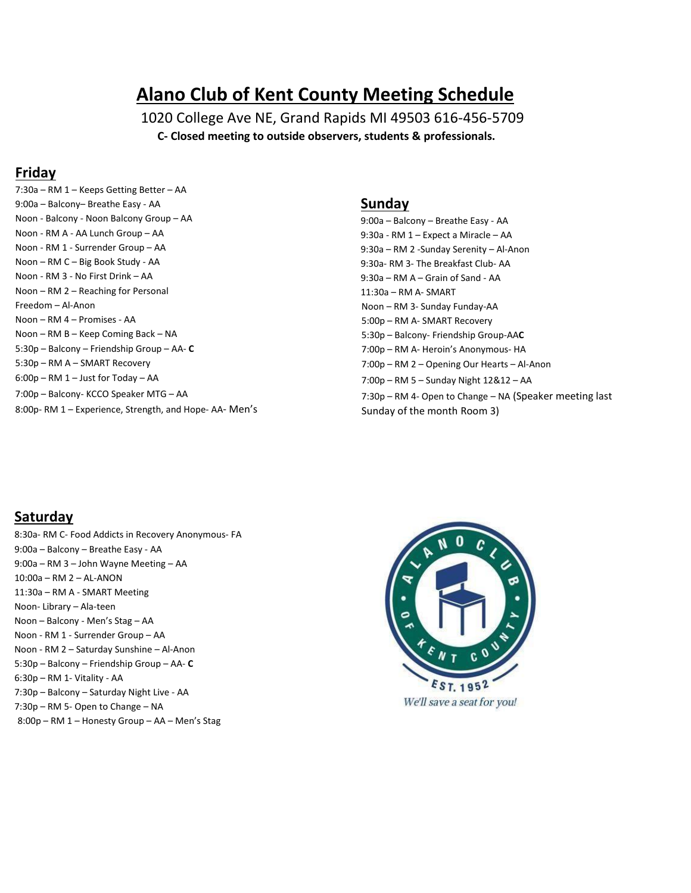# Alano Club of Kent County Meeting Schedule

1020 College Ave NE, Grand Rapids MI 49503 616-456-5709

**C- Closed meeting to outside observers, students & professionals.**

## Friday

7:30a – RM 1 – Keeps Getting Better – AA
9:00a – Balcony– Breathe Easy - AA
Noon - Balcony - Noon Balcony Group – AA
Noon - RM A - AA Lunch Group – AA
Noon - RM 1 - Surrender Group – AA
Noon – RM C – Big Book Study - AA
Noon - RM 3 - No First Drink – AA
Noon – RM 2 – Reaching for Personal Freedom – Al-Anon
Noon – RM 4 – Promises - AA
Noon – RM B – Keep Coming Back – NA
5:30p – Balcony – Friendship Group – AA- **C**
5:30p – RM A – SMART Recovery
6:00p – RM 1 – Just for Today – AA
7:00p – Balcony- KCCO Speaker MTG – AA
8:00p- RM 1 – Experience, Strength, and Hope- AA- Men's

## Sunday

9:00a – Balcony – Breathe Easy - AA
9:30a - RM 1 – Expect a Miracle – AA
9:30a – RM 2 -Sunday Serenity – Al-Anon
9:30a- RM 3- The Breakfast Club- AA
9:30a – RM A – Grain of Sand - AA
11:30a – RM A- SMART
Noon – RM 3- Sunday Funday-AA
5:00p – RM A- SMART Recovery
5:30p – Balcony- Friendship Group-AA**C**
7:00p – RM A- Heroin's Anonymous- HA
7:00p – RM 2 – Opening Our Hearts – Al-Anon
7:00p – RM 5 – Sunday Night 12&12 – AA
7:30p – RM 4- Open to Change – NA (Speaker meeting last Sunday of the month Room 3)

## Saturday

8:30a- RM C- Food Addicts in Recovery Anonymous- FA
9:00a – Balcony – Breathe Easy - AA
9:00a – RM 3 – John Wayne Meeting – AA
10:00a – RM 2 – AL-ANON
11:30a – RM A - SMART Meeting
Noon- Library – Ala-teen
Noon – Balcony - Men's Stag – AA
Noon - RM 1 - Surrender Group – AA
Noon - RM 2 – Saturday Sunshine – Al-Anon
5:30p – Balcony – Friendship Group – AA- **C**
6:30p – RM 1- Vitality - AA
7:30p – Balcony – Saturday Night Live - AA
7:30p – RM 5- Open to Change – NA
8:00p – RM 1 – Honesty Group – AA – Men's Stag

ALANO CLUB OF KENT COUNTY
EST. 1952
*We'll save a seat for you!*